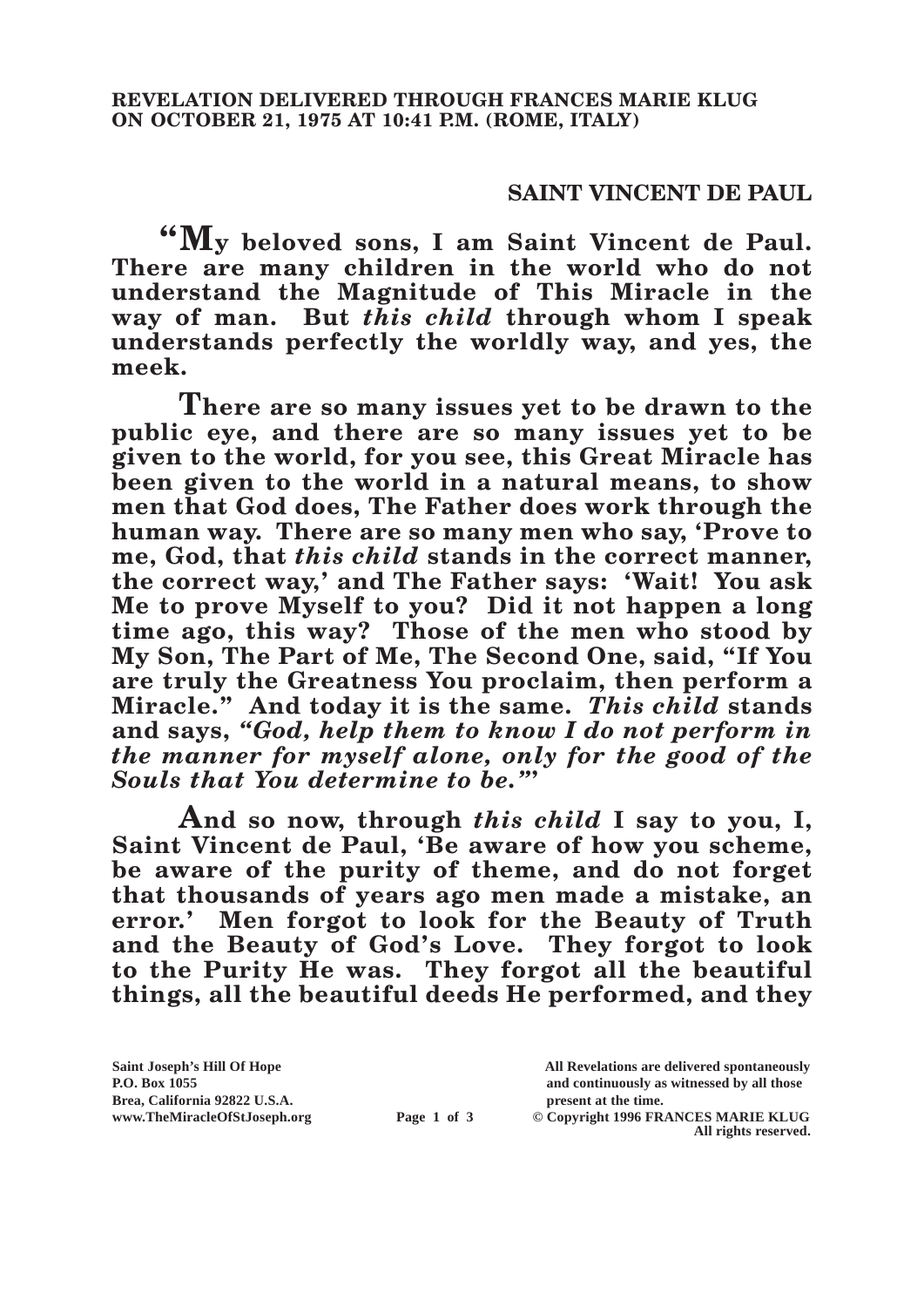**REVELATION DELIVERED THROUGH FRANCES MARIE KLUG ON OCTOBER 21, 1975 AT 10:41 P.M. (ROME, ITALY)**

## SAINT VINCENT DE PAUL

**"My beloved sons, I am Saint Vincent de Paul. There are many children in the world who do not understand the Magnitude of This Miracle in the way of man. But *this child* through whom I speak understands perfectly the worldly way, and yes, the meek.**

**There are so many issues yet to be drawn to the public eye, and there are so many issues yet to be given to the world, for you see, this Great Miracle has been given to the world in a natural means, to show men that God does, The Father does work through the human way. There are so many men who say, 'Prove to me, God, that *this child* stands in the correct manner, the correct way,' and The Father says: 'Wait! You ask Me to prove Myself to you? Did it not happen a long time ago, this way? Those of the men who stood by My Son, The Part of Me, The Second One, said, "If You are truly the Greatness You proclaim, then perform a Miracle." And today it is the same. *This child* stands and says, *"God, help them to know I do not perform in the manner for myself alone, only for the good of the Souls that You determine to be."*'**

**And so now, through *this child* I say to you, I, Saint Vincent de Paul, 'Be aware of how you scheme, be aware of the purity of theme, and do not forget that thousands of years ago men made a mistake, an error.' Men forgot to look for the Beauty of Truth and the Beauty of God's Love. They forgot to look to the Purity He was. They forgot all the beautiful things, all the beautiful deeds He performed, and they**

Saint Joseph's Hill Of Hope
P.O. Box 1055
Brea, California 92822 U.S.A.
www.TheMiracleOfStJoseph.org

All Revelations are delivered spontaneously and continuously as witnessed by all those present at the time.
© Copyright 1996 FRANCES MARIE KLUG
All rights reserved.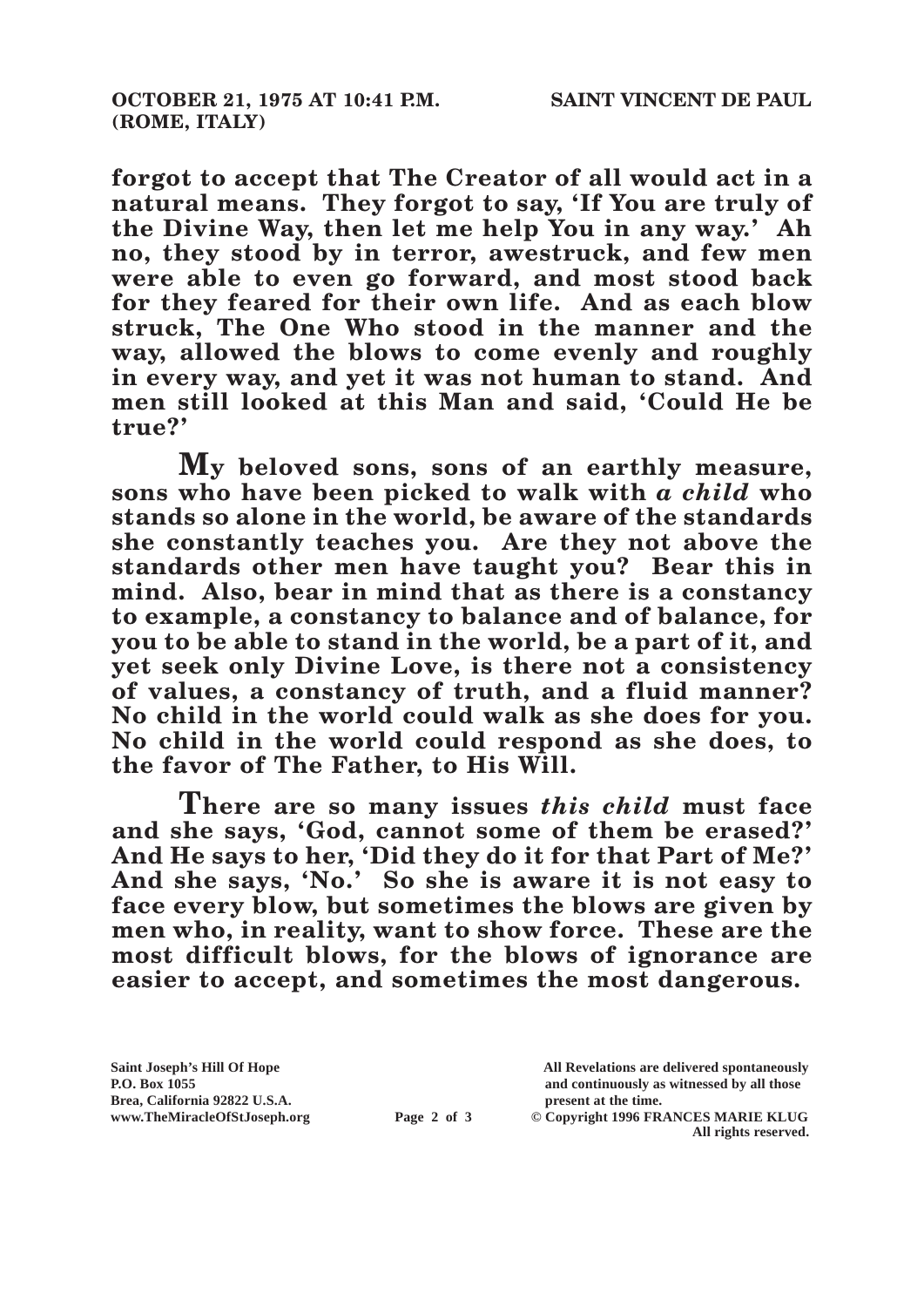**forgot to accept that The Creator of all would act in a natural means. They forgot to say, 'If You are truly of the Divine Way, then let me help You in any way.' Ah no, they stood by in terror, awestruck, and few men were able to even go forward, and most stood back for they feared for their own life. And as each blow struck, The One Who stood in the manner and the way, allowed the blows to come evenly and roughly in every way, and yet it was not human to stand. And men still looked at this Man and said, 'Could He be true?'**

**My beloved sons, sons of an earthly measure, sons who have been picked to walk with *a child* who stands so alone in the world, be aware of the standards she constantly teaches you. Are they not above the standards other men have taught you? Bear this in mind. Also, bear in mind that as there is a constancy to example, a constancy to balance and of balance, for you to be able to stand in the world, be a part of it, and yet seek only Divine Love, is there not a consistency of values, a constancy of truth, and a fluid manner? No child in the world could walk as she does for you. No child in the world could respond as she does, to the favor of The Father, to His Will.**

**There are so many issues *this child* must face and she says, 'God, cannot some of them be erased?' And He says to her, 'Did they do it for that Part of Me?' And she says, 'No.' So she is aware it is not easy to face every blow, but sometimes the blows are given by men who, in reality, want to show force. These are the most difficult blows, for the blows of ignorance are easier to accept, and sometimes the most dangerous.**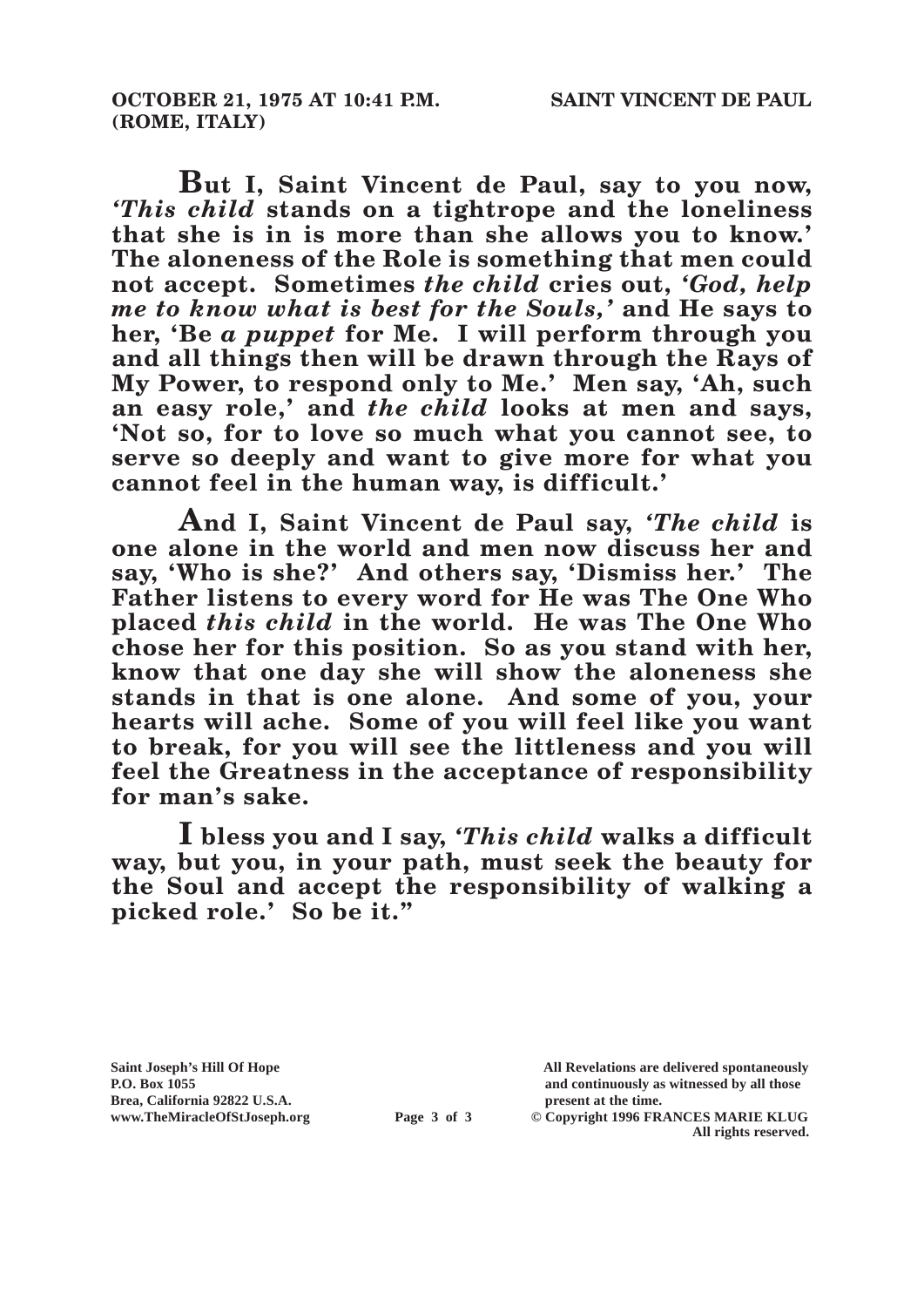**OCTOBER 21, 1975 AT 10:41 P.M. (ROME, ITALY)** **SAINT VINCENT DE PAUL**

**But I, Saint Vincent de Paul, say to you now, *'This child* stands on a tightrope and the loneliness that she is in is more than she allows you to know.' The aloneness of the Role is something that men could not accept. Sometimes *the child* cries out, *'God, help me to know what is best for the Souls,'* and He says to her, 'Be *a puppet* for Me. I will perform through you and all things then will be drawn through the Rays of My Power, to respond only to Me.' Men say, 'Ah, such an easy role,' and *the child* looks at men and says, 'Not so, for to love so much what you cannot see, to serve so deeply and want to give more for what you cannot feel in the human way, is difficult.'**

**And I, Saint Vincent de Paul say, *'The child* is one alone in the world and men now discuss her and say, 'Who is she?' And others say, 'Dismiss her.' The Father listens to every word for He was The One Who placed *this child* in the world. He was The One Who chose her for this position. So as you stand with her, know that one day she will show the aloneness she stands in that is one alone. And some of you, your hearts will ache. Some of you will feel like you want to break, for you will see the littleness and you will feel the Greatness in the acceptance of responsibility for man's sake.**

**I bless you and I say, *'This child* walks a difficult way, but you, in your path, must seek the beauty for the Soul and accept the responsibility of walking a picked role.' So be it."**

**Saint Joseph's Hill Of Hope**
**P.O. Box 1055**
**Brea, California 92822 U.S.A.**
**www.TheMiracleOfStJoseph.org**

**All Revelations are delivered spontaneously and continuously as witnessed by all those present at the time.**
**© Copyright 1996 FRANCES MARIE KLUG**
**All rights reserved.**